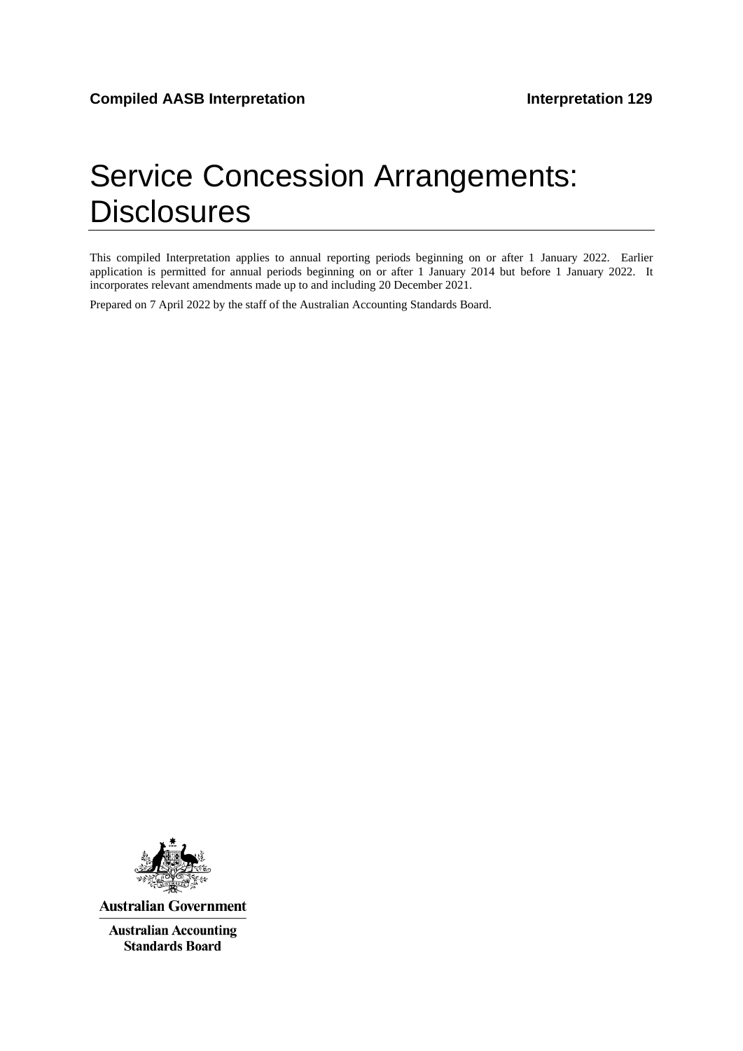**Compiled AASB Interpretation** **Interpretation 129**

# Service Concession Arrangements: Disclosures

This compiled Interpretation applies to annual reporting periods beginning on or after 1 January 2022. Earlier application is permitted for annual periods beginning on or after 1 January 2014 but before 1 January 2022. It incorporates relevant amendments made up to and including 20 December 2021.

Prepared on 7 April 2022 by the staff of the Australian Accounting Standards Board.

**Australian Government**

**Australian Accounting Standards Board**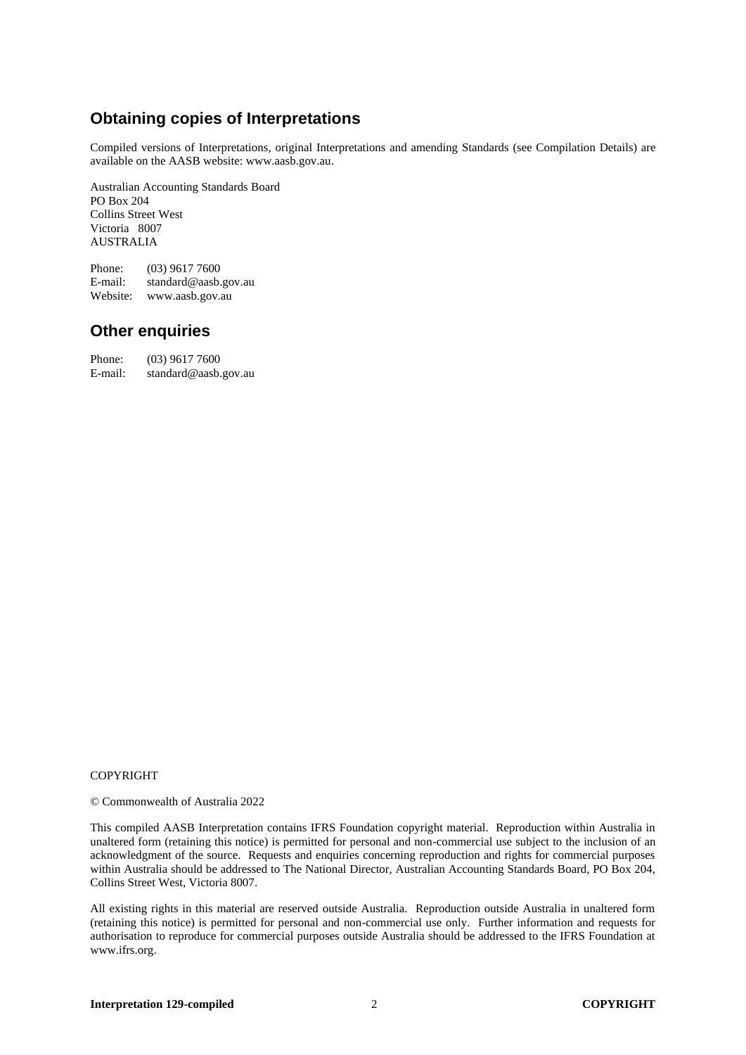## Obtaining copies of Interpretations

Compiled versions of Interpretations, original Interpretations and amending Standards (see Compilation Details) are available on the AASB website: www.aasb.gov.au.

Australian Accounting Standards Board  
PO Box 204  
Collins Street West  
Victoria 8007  
AUSTRALIA

Phone: (03) 9617 7600  
E-mail: standard@aasb.gov.au  
Website: www.aasb.gov.au

## Other enquiries

Phone: (03) 9617 7600  
E-mail: standard@aasb.gov.au

COPYRIGHT

© Commonwealth of Australia 2022

This compiled AASB Interpretation contains IFRS Foundation copyright material. Reproduction within Australia in unaltered form (retaining this notice) is permitted for personal and non-commercial use subject to the inclusion of an acknowledgment of the source. Requests and enquiries concerning reproduction and rights for commercial purposes within Australia should be addressed to The National Director, Australian Accounting Standards Board, PO Box 204, Collins Street West, Victoria 8007.

All existing rights in this material are reserved outside Australia. Reproduction outside Australia in unaltered form (retaining this notice) is permitted for personal and non-commercial use only. Further information and requests for authorisation to reproduce for commercial purposes outside Australia should be addressed to the IFRS Foundation at www.ifrs.org.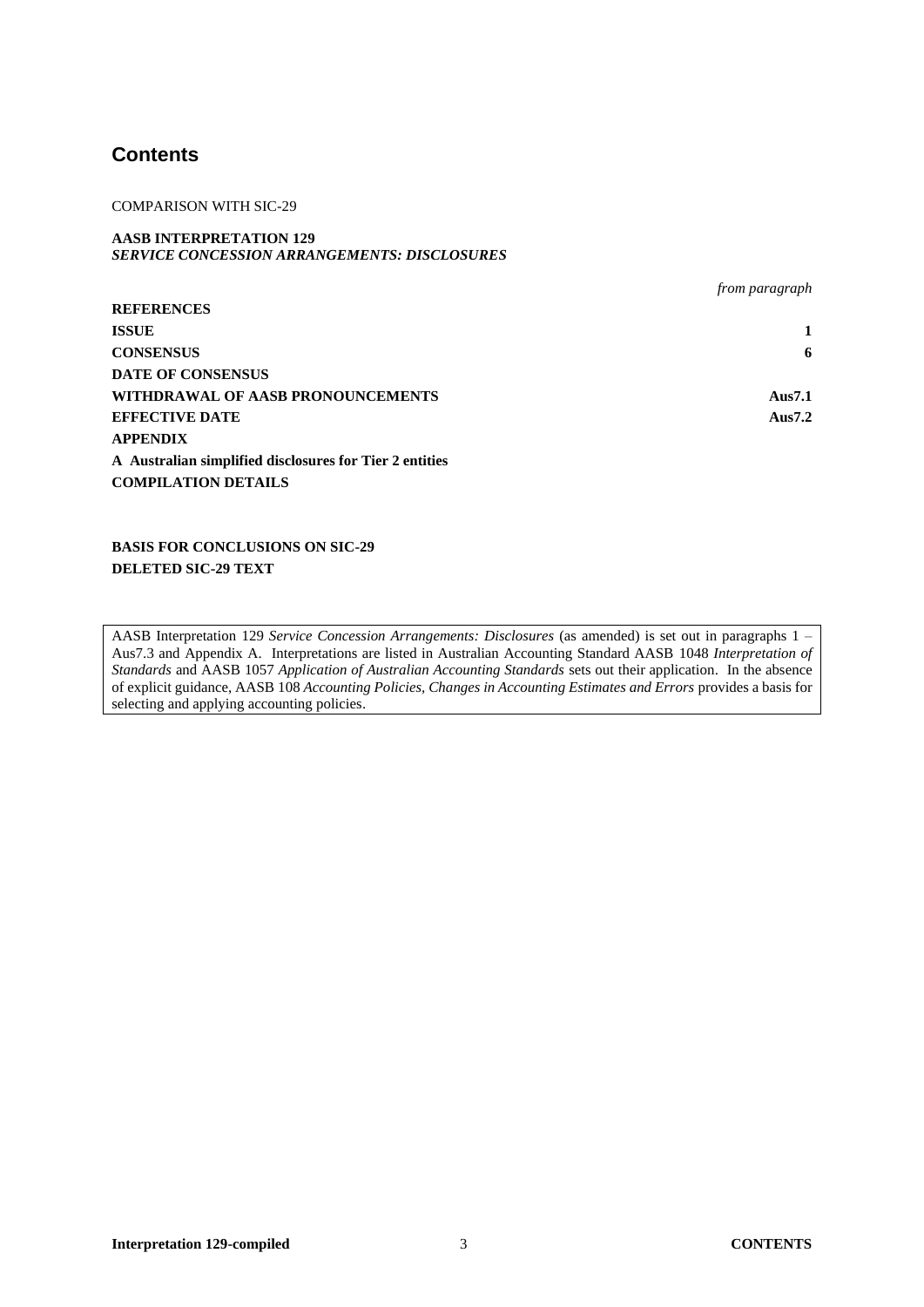# Contents

COMPARISON WITH SIC-29

**AASB INTERPRETATION 129**
***SERVICE CONCESSION ARRANGEMENTS: DISCLOSURES***

| | *from paragraph* |
|---|---|
| **REFERENCES** | |
| **ISSUE** | **1** |
| **CONSENSUS** | **6** |
| **DATE OF CONSENSUS** | |
| **WITHDRAWAL OF AASB PRONOUNCEMENTS** | **Aus7.1** |
| **EFFECTIVE DATE** | **Aus7.2** |
| **APPENDIX** | |
| **A Australian simplified disclosures for Tier 2 entities** | |
| **COMPILATION DETAILS** | |

**BASIS FOR CONCLUSIONS ON SIC-29**
**DELETED SIC-29 TEXT**

AASB Interpretation 129 *Service Concession Arrangements: Disclosures* (as amended) is set out in paragraphs 1 – Aus7.3 and Appendix A. Interpretations are listed in Australian Accounting Standard AASB 1048 *Interpretation of Standards* and AASB 1057 *Application of Australian Accounting Standards* sets out their application. In the absence of explicit guidance, AASB 108 *Accounting Policies, Changes in Accounting Estimates and Errors* provides a basis for selecting and applying accounting policies.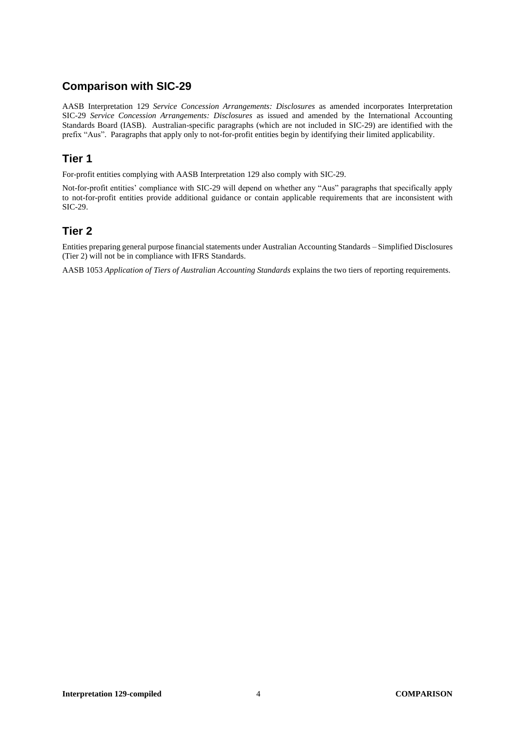## Comparison with SIC-29

AASB Interpretation 129 *Service Concession Arrangements: Disclosures* as amended incorporates Interpretation SIC-29 *Service Concession Arrangements: Disclosures* as issued and amended by the International Accounting Standards Board (IASB). Australian-specific paragraphs (which are not included in SIC-29) are identified with the prefix "Aus". Paragraphs that apply only to not-for-profit entities begin by identifying their limited applicability.

## Tier 1

For-profit entities complying with AASB Interpretation 129 also comply with SIC-29.

Not-for-profit entities' compliance with SIC-29 will depend on whether any "Aus" paragraphs that specifically apply to not-for-profit entities provide additional guidance or contain applicable requirements that are inconsistent with SIC-29.

## Tier 2

Entities preparing general purpose financial statements under Australian Accounting Standards – Simplified Disclosures (Tier 2) will not be in compliance with IFRS Standards.

AASB 1053 *Application of Tiers of Australian Accounting Standards* explains the two tiers of reporting requirements.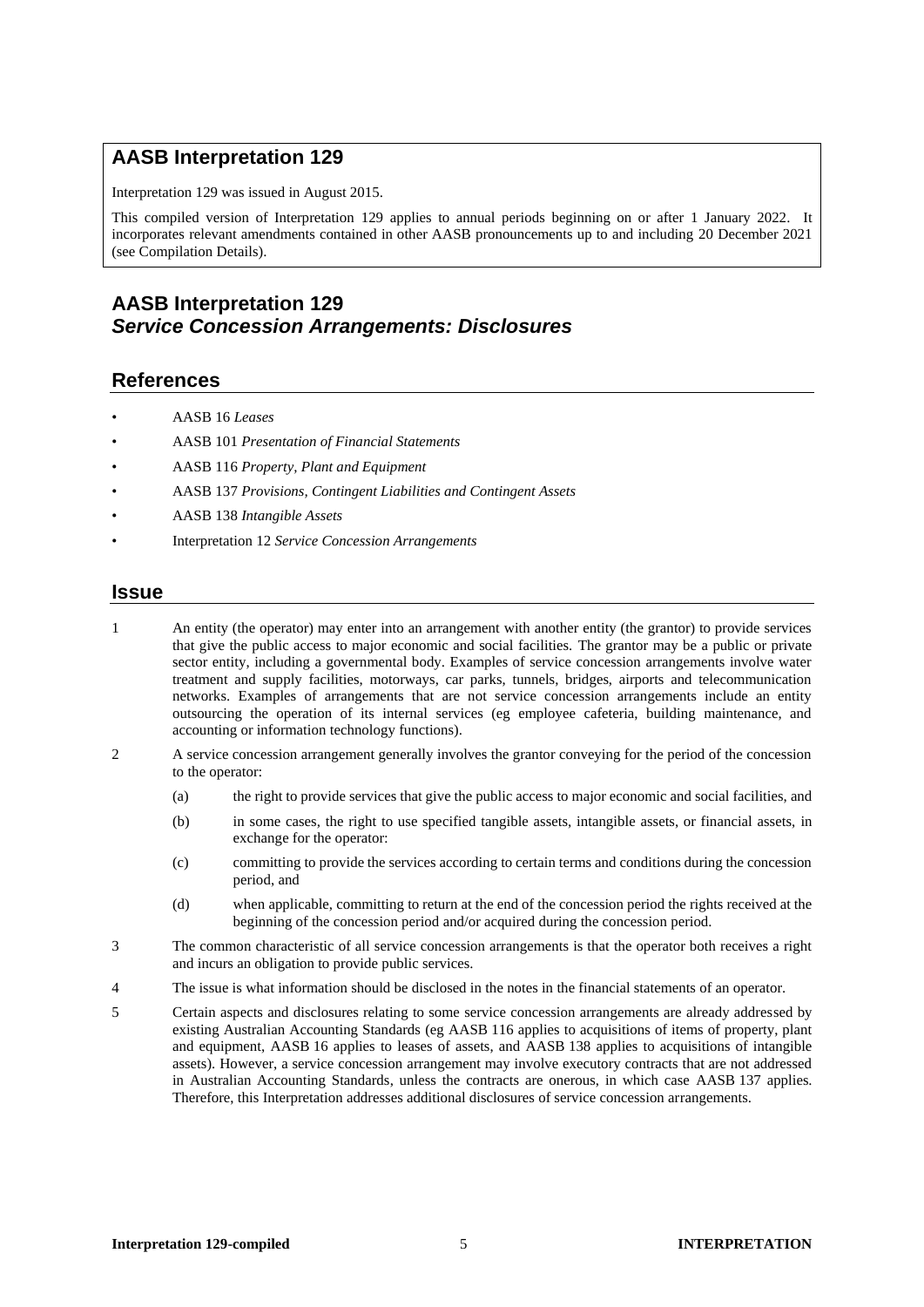## AASB Interpretation 129

Interpretation 129 was issued in August 2015.

This compiled version of Interpretation 129 applies to annual periods beginning on or after 1 January 2022. It incorporates relevant amendments contained in other AASB pronouncements up to and including 20 December 2021 (see Compilation Details).

# AASB Interpretation 129
## *Service Concession Arrangements: Disclosures*

## References

- AASB 16 *Leases*
- AASB 101 *Presentation of Financial Statements*
- AASB 116 *Property, Plant and Equipment*
- AASB 137 *Provisions, Contingent Liabilities and Contingent Assets*
- AASB 138 *Intangible Assets*
- Interpretation 12 *Service Concession Arrangements*

## Issue

1 An entity (the operator) may enter into an arrangement with another entity (the grantor) to provide services that give the public access to major economic and social facilities. The grantor may be a public or private sector entity, including a governmental body. Examples of service concession arrangements involve water treatment and supply facilities, motorways, car parks, tunnels, bridges, airports and telecommunication networks. Examples of arrangements that are not service concession arrangements include an entity outsourcing the operation of its internal services (eg employee cafeteria, building maintenance, and accounting or information technology functions).

2 A service concession arrangement generally involves the grantor conveying for the period of the concession to the operator:

(a) the right to provide services that give the public access to major economic and social facilities, and

(b) in some cases, the right to use specified tangible assets, intangible assets, or financial assets, in exchange for the operator:

(c) committing to provide the services according to certain terms and conditions during the concession period, and

(d) when applicable, committing to return at the end of the concession period the rights received at the beginning of the concession period and/or acquired during the concession period.

3 The common characteristic of all service concession arrangements is that the operator both receives a right and incurs an obligation to provide public services.

4 The issue is what information should be disclosed in the notes in the financial statements of an operator.

5 Certain aspects and disclosures relating to some service concession arrangements are already addressed by existing Australian Accounting Standards (eg AASB 116 applies to acquisitions of items of property, plant and equipment, AASB 16 applies to leases of assets, and AASB 138 applies to acquisitions of intangible assets). However, a service concession arrangement may involve executory contracts that are not addressed in Australian Accounting Standards, unless the contracts are onerous, in which case AASB 137 applies. Therefore, this Interpretation addresses additional disclosures of service concession arrangements.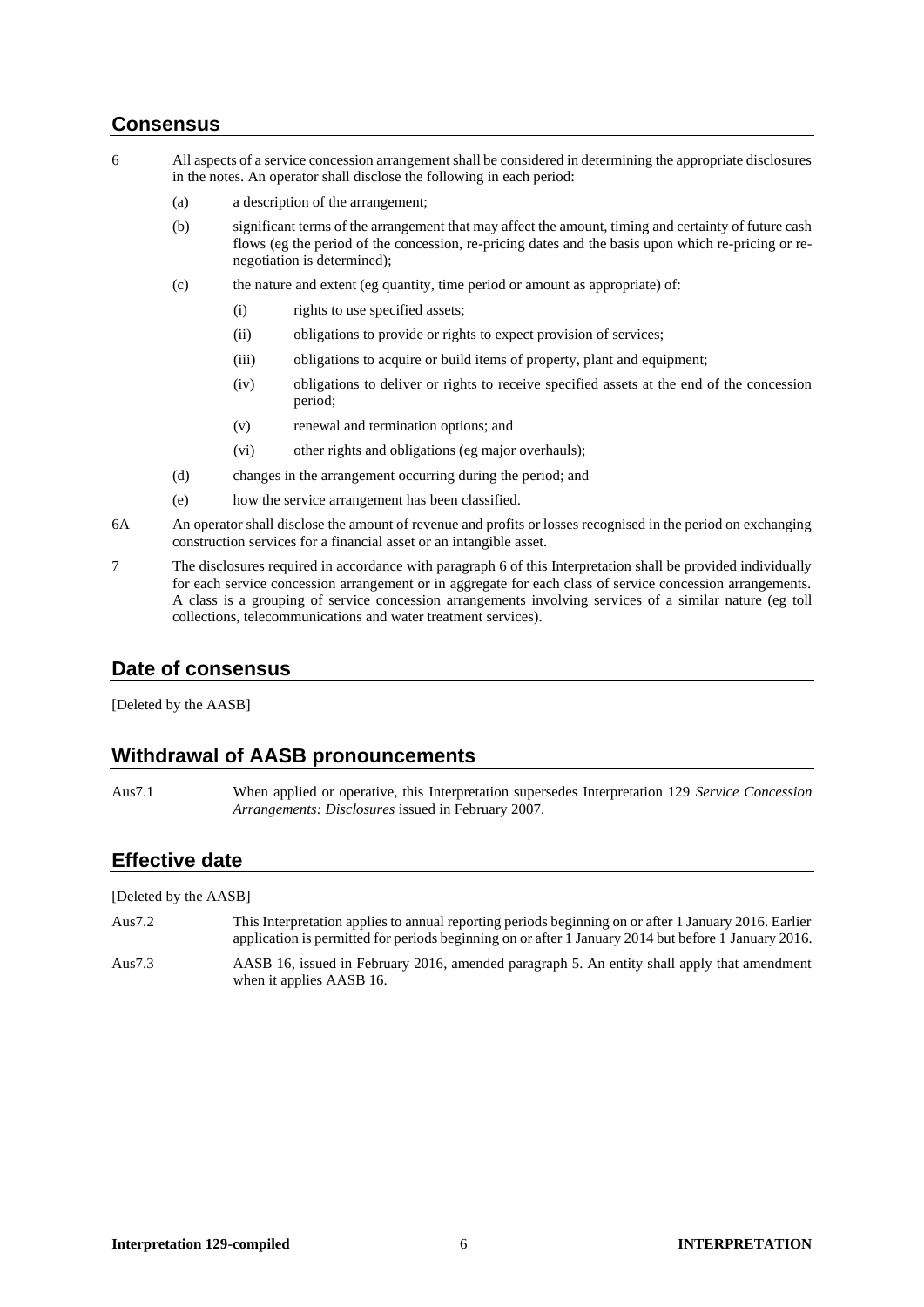## Consensus

6 All aspects of a service concession arrangement shall be considered in determining the appropriate disclosures in the notes. An operator shall disclose the following in each period:

(a) a description of the arrangement;

(b) significant terms of the arrangement that may affect the amount, timing and certainty of future cash flows (eg the period of the concession, re-pricing dates and the basis upon which re-pricing or re-negotiation is determined);

(c) the nature and extent (eg quantity, time period or amount as appropriate) of:

(i) rights to use specified assets;

(ii) obligations to provide or rights to expect provision of services;

(iii) obligations to acquire or build items of property, plant and equipment;

(iv) obligations to deliver or rights to receive specified assets at the end of the concession period;

(v) renewal and termination options; and

(vi) other rights and obligations (eg major overhauls);

(d) changes in the arrangement occurring during the period; and

(e) how the service arrangement has been classified.

6A An operator shall disclose the amount of revenue and profits or losses recognised in the period on exchanging construction services for a financial asset or an intangible asset.

7 The disclosures required in accordance with paragraph 6 of this Interpretation shall be provided individually for each service concession arrangement or in aggregate for each class of service concession arrangements. A class is a grouping of service concession arrangements involving services of a similar nature (eg toll collections, telecommunications and water treatment services).

## Date of consensus

[Deleted by the AASB]

## Withdrawal of AASB pronouncements

Aus7.1 When applied or operative, this Interpretation supersedes Interpretation 129 *Service Concession Arrangements: Disclosures* issued in February 2007.

## Effective date

[Deleted by the AASB]

Aus7.2 This Interpretation applies to annual reporting periods beginning on or after 1 January 2016. Earlier application is permitted for periods beginning on or after 1 January 2014 but before 1 January 2016.

Aus7.3 AASB 16, issued in February 2016, amended paragraph 5. An entity shall apply that amendment when it applies AASB 16.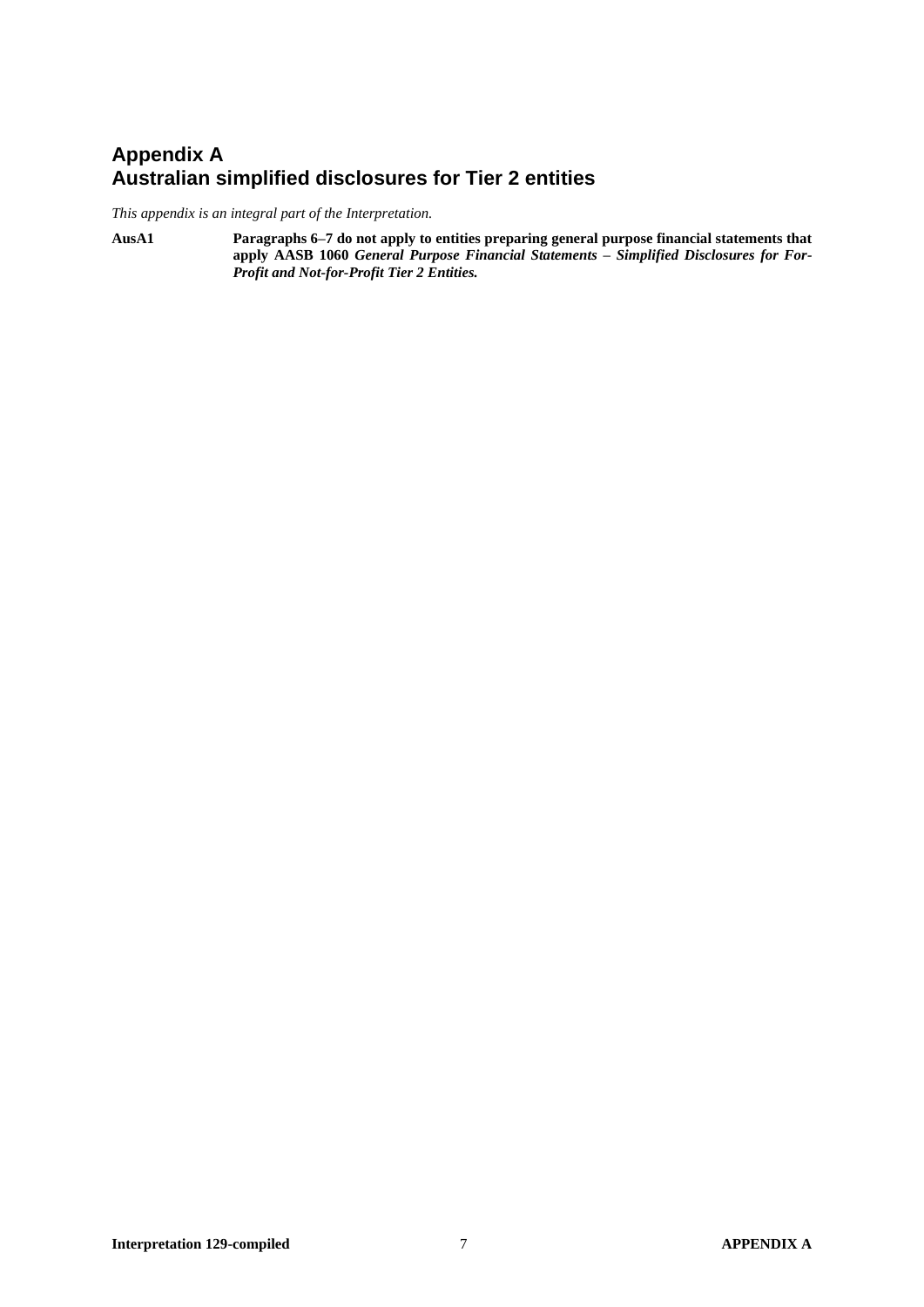# Appendix A
# Australian simplified disclosures for Tier 2 entities

*This appendix is an integral part of the Interpretation.*

**AusA1** **Paragraphs 6–7 do not apply to entities preparing general purpose financial statements that apply AASB 1060 *General Purpose Financial Statements – Simplified Disclosures for For-Profit and Not-for-Profit Tier 2 Entities.***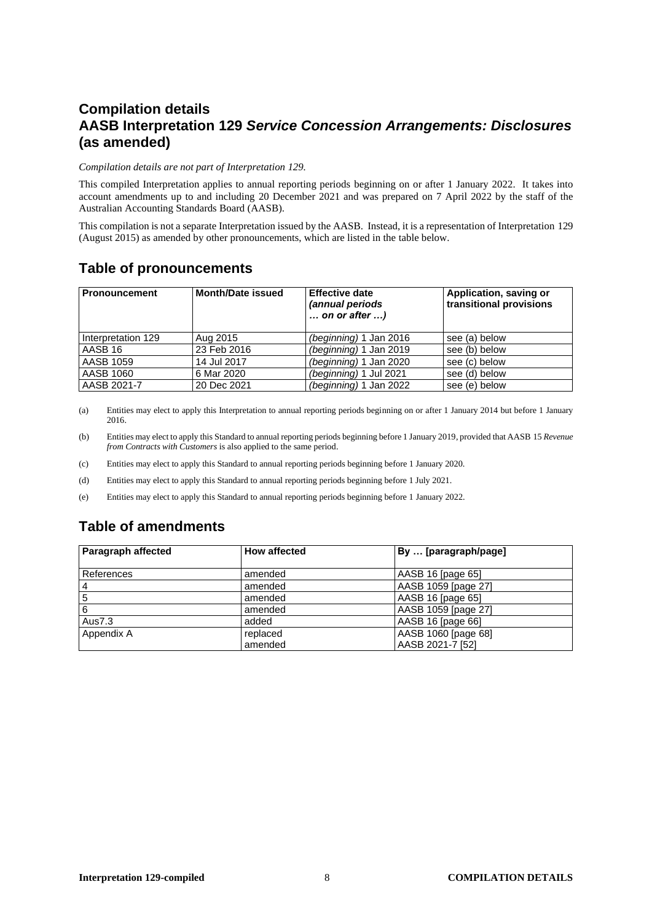# Compilation details
# AASB Interpretation 129 *Service Concession Arrangements: Disclosures* (as amended)

*Compilation details are not part of Interpretation 129.*

This compiled Interpretation applies to annual reporting periods beginning on or after 1 January 2022. It takes into account amendments up to and including 20 December 2021 and was prepared on 7 April 2022 by the staff of the Australian Accounting Standards Board (AASB).

This compilation is not a separate Interpretation issued by the AASB. Instead, it is a representation of Interpretation 129 (August 2015) as amended by other pronouncements, which are listed in the table below.

## Table of pronouncements

| Pronouncement | Month/Date issued | Effective date *(annual periods … on or after …)* | Application, saving or transitional provisions |
|---|---|---|---|
| Interpretation 129 | Aug 2015 | *(beginning)* 1 Jan 2016 | see (a) below |
| AASB 16 | 23 Feb 2016 | *(beginning)* 1 Jan 2019 | see (b) below |
| AASB 1059 | 14 Jul 2017 | *(beginning)* 1 Jan 2020 | see (c) below |
| AASB 1060 | 6 Mar 2020 | *(beginning)* 1 Jul 2021 | see (d) below |
| AASB 2021-7 | 20 Dec 2021 | *(beginning)* 1 Jan 2022 | see (e) below |

(a) Entities may elect to apply this Interpretation to annual reporting periods beginning on or after 1 January 2014 but before 1 January 2016.

(b) Entities may elect to apply this Standard to annual reporting periods beginning before 1 January 2019, provided that AASB 15 *Revenue from Contracts with Customers* is also applied to the same period.

(c) Entities may elect to apply this Standard to annual reporting periods beginning before 1 January 2020.

(d) Entities may elect to apply this Standard to annual reporting periods beginning before 1 July 2021.

(e) Entities may elect to apply this Standard to annual reporting periods beginning before 1 January 2022.

## Table of amendments

| Paragraph affected | How affected | By … [paragraph/page] |
|---|---|---|
| References | amended | AASB 16 [page 65] |
| 4 | amended | AASB 1059 [page 27] |
| 5 | amended | AASB 16 [page 65] |
| 6 | amended | AASB 1059 [page 27] |
| Aus7.3 | added | AASB 16 [page 66] |
| Appendix A | replaced<br>amended | AASB 1060 [page 68]<br>AASB 2021-7 [52] |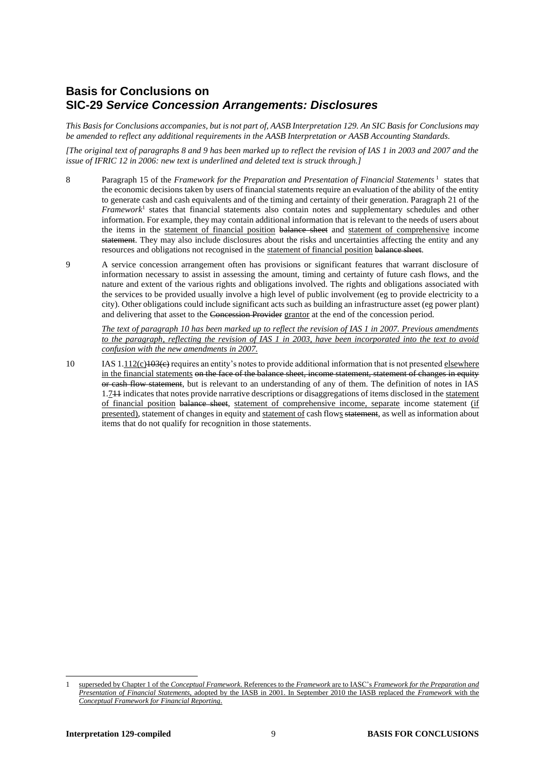## Basis for Conclusions on SIC-29 *Service Concession Arrangements: Disclosures*

*This Basis for Conclusions accompanies, but is not part of, AASB Interpretation 129. An SIC Basis for Conclusions may be amended to reflect any additional requirements in the AASB Interpretation or AASB Accounting Standards.*

*[The original text of paragraphs 8 and 9 has been marked up to reflect the revision of IAS 1 in 2003 and 2007 and the issue of IFRIC 12 in 2006: new text is underlined and deleted text is struck through.]*

8 Paragraph 15 of the *Framework for the Preparation and Presentation of Financial Statements* [1] states that the economic decisions taken by users of financial statements require an evaluation of the ability of the entity to generate cash and cash equivalents and of the timing and certainty of their generation. Paragraph 21 of the *Framework*[1] states that financial statements also contain notes and supplementary schedules and other information. For example, they may contain additional information that is relevant to the needs of users about the items in the <u>statement of financial position</u> ~~balance sheet~~ and <u>statement of comprehensive</u> income ~~statement~~. They may also include disclosures about the risks and uncertainties affecting the entity and any resources and obligations not recognised in the <u>statement of financial position</u> ~~balance sheet~~.

9 A service concession arrangement often has provisions or significant features that warrant disclosure of information necessary to assist in assessing the amount, timing and certainty of future cash flows, and the nature and extent of the various rights and obligations involved. The rights and obligations associated with the services to be provided usually involve a high level of public involvement (eg to provide electricity to a city). Other obligations could include significant acts such as building an infrastructure asset (eg power plant) and delivering that asset to the ~~Concession Provider~~ <u>grantor</u> at the end of the concession period.

<u>*The text of paragraph 10 has been marked up to reflect the revision of IAS 1 in 2007. Previous amendments to the paragraph, reflecting the revision of IAS 1 in 2003, have been incorporated into the text to avoid confusion with the new amendments in 2007.*</u>

10 IAS 1.<u>112(c)</u>~~103(c)~~ requires an entity's notes to provide additional information that is not presented <u>elsewhere in the financial statements</u> ~~on the face of the balance sheet, income statement, statement of changes in equity or cash flow statement~~, but is relevant to an understanding of any of them. The definition of notes in IAS 1.<u>7</u>~~11~~ indicates that notes provide narrative descriptions or disaggregations of items disclosed in the <u>statement of financial position</u> ~~balance sheet~~, <u>statement of comprehensive income, separate</u> income statement <u>(if presented)</u>, statement of changes in equity and <u>statement of</u> cash flow<u>s</u> ~~statement~~, as well as information about items that do not qualify for recognition in those statements.

---

1 <u>superseded by Chapter 1 of the *Conceptual Framework*. References to the *Framework* are to IASC's *Framework for the Preparation and Presentation of Financial Statements*, adopted by the IASB in 2001. In September 2010 the IASB replaced the *Framework* with the *Conceptual Framework for Financial Reporting*.</u>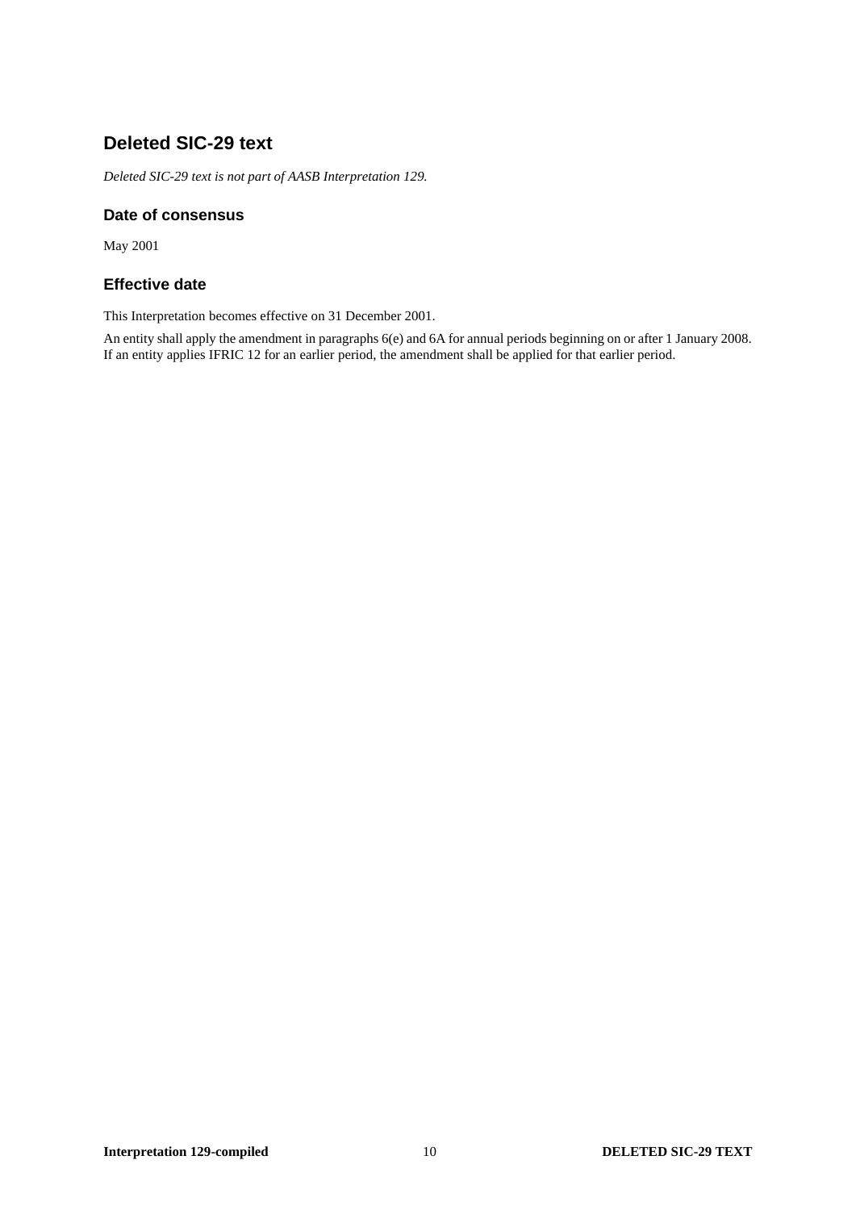## Deleted SIC-29 text

*Deleted SIC-29 text is not part of AASB Interpretation 129.*

### Date of consensus

May 2001

### Effective date

This Interpretation becomes effective on 31 December 2001.

An entity shall apply the amendment in paragraphs 6(e) and 6A for annual periods beginning on or after 1 January 2008. If an entity applies IFRIC 12 for an earlier period, the amendment shall be applied for that earlier period.